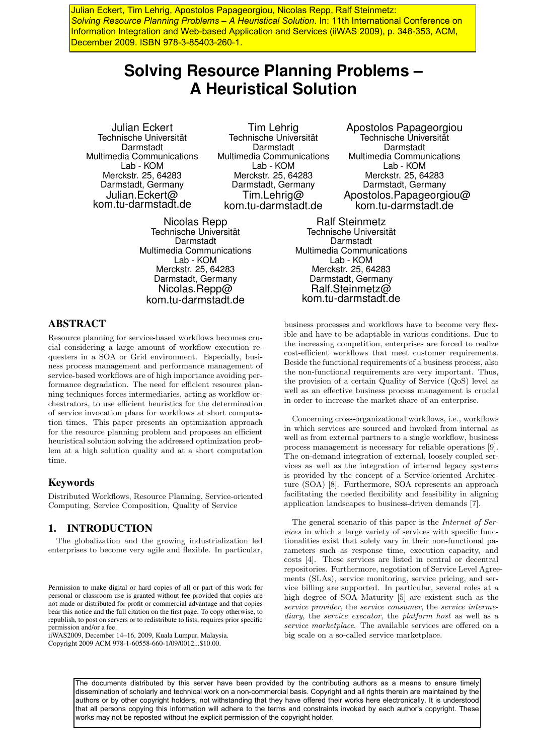Julian Eckert, Tim Lehrig, Apostolos Papageorgiou, Nicolas Repp, Ralf Steinmetz: *Solving Resource Planning Problems – A Heuristical Solution*. In: 11th International Conference on Information Integration and Web-based Application and Services (iiWAS 2009), p. 348-353, ACM, December 2009. ISBN 978-3-85403-260-1.

# Solving Resource Planning Problems – A Heuristical Solution

Julian Eckert
Technische Universität Darmstadt
Multimedia Communications Lab - KOM
Merckstr. 25, 64283 Darmstadt, Germany
Julian.Eckert@kom.tu-darmstadt.de

Tim Lehrig
Technische Universität Darmstadt
Multimedia Communications Lab - KOM
Merckstr. 25, 64283 Darmstadt, Germany
Tim.Lehrig@kom.tu-darmstadt.de

Apostolos Papageorgiou
Technische Universität Darmstadt
Multimedia Communications Lab - KOM
Merckstr. 25, 64283 Darmstadt, Germany
Apostolos.Papageorgiou@kom.tu-darmstadt.de

Nicolas Repp
Technische Universität Darmstadt
Multimedia Communications Lab - KOM
Merckstr. 25, 64283 Darmstadt, Germany
Nicolas.Repp@kom.tu-darmstadt.de

Ralf Steinmetz
Technische Universität Darmstadt
Multimedia Communications Lab - KOM
Merckstr. 25, 64283 Darmstadt, Germany
Ralf.Steinmetz@kom.tu-darmstadt.de

## ABSTRACT

Resource planning for service-based workflows becomes crucial considering a large amount of workflow execution requesters in a SOA or Grid environment. Especially, business process management and performance management of service-based workflows are of high importance avoiding performance degradation. The need for efficient resource planning techniques forces intermediaries, acting as workflow orchestrators, to use efficient heuristics for the determination of service invocation plans for workflows at short computation times. This paper presents an optimization approach for the resource planning problem and proposes an efficient heuristical solution solving the addressed optimization problem at a high solution quality and at a short computation time.

## Keywords

Distributed Workflows, Resource Planning, Service-oriented Computing, Service Composition, Quality of Service

## 1. INTRODUCTION

The globalization and the growing industrialization led enterprises to become very agile and flexible. In particular, business processes and workflows have to become very flexible and have to be adaptable in various conditions. Due to the increasing competition, enterprises are forced to realize cost-efficient workflows that meet customer requirements. Beside the functional requirements of a business process, also the non-functional requirements are very important. Thus, the provision of a certain Quality of Service (QoS) level as well as an effective business process management is crucial in order to increase the market share of an enterprise.

Concerning cross-organizational workflows, i.e., workflows in which services are sourced and invoked from internal as well as from external partners to a single workflow, business process management is necessary for reliable operations [9]. The on-demand integration of external, loosely coupled services as well as the integration of internal legacy systems is provided by the concept of a Service-oriented Architecture (SOA) [8]. Furthermore, SOA represents an approach facilitating the needed flexibility and feasibility in aligning application landscapes to business-driven demands [7].

The general scenario of this paper is the *Internet of Services* in which a large variety of services with specific functionalities exist that solely vary in their non-functional parameters such as response time, execution capacity, and costs [4]. These services are listed in central or decentral repositories. Furthermore, negotiation of Service Level Agreements (SLAs), service monitoring, service pricing, and service billing are supported. In particular, several roles at a high degree of SOA Maturity [5] are existent such as the *service provider*, the *service consumer*, the *service intermediary*, the *service executor*, the *platform host* as well as a *service marketplace*. The available services are offered on a big scale on a so-called service marketplace.

Permission to make digital or hard copies of all or part of this work for personal or classroom use is granted without fee provided that copies are not made or distributed for profit or commercial advantage and that copies bear this notice and the full citation on the first page. To copy otherwise, to republish, to post on servers or to redistribute to lists, requires prior specific permission and/or a fee.
iiWAS2009, December 14–16, 2009, Kuala Lumpur, Malaysia.
Copyright 2009 ACM 978-1-60558-660-1/09/0012...$10.00.

The documents distributed by this server have been provided by the contributing authors as a means to ensure timely dissemination of scholarly and technical work on a non-commercial basis. Copyright and all rights therein are maintained by the authors or by other copyright holders, not withstanding that they have offered their works here electronically. It is understood that all persons copying this information will adhere to the terms and constraints invoked by each author's copyright. These works may not be reposted without the explicit permission of the copyright holder.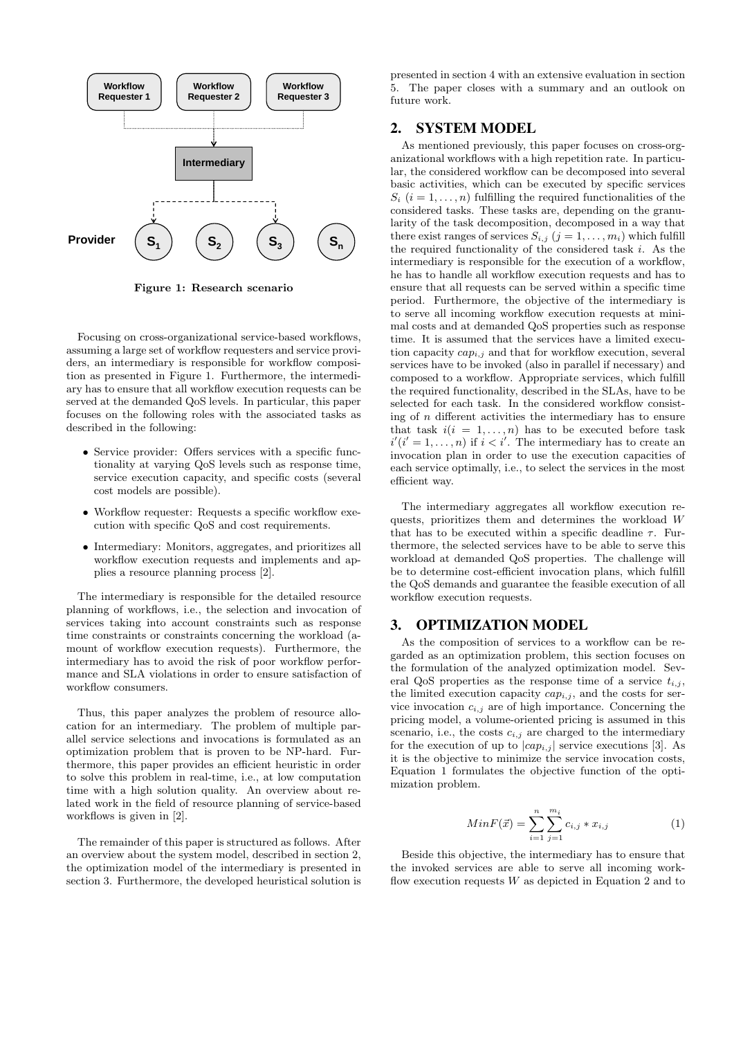Figure 1: Research scenario

Focusing on cross-organizational service-based workflows, assuming a large set of workflow requesters and service providers, an intermediary is responsible for workflow composition as presented in Figure 1. Furthermore, the intermediary has to ensure that all workflow execution requests can be served at the demanded QoS levels. In particular, this paper focuses on the following roles with the associated tasks as described in the following:

- Service provider: Offers services with a specific functionality at varying QoS levels such as response time, service execution capacity, and specific costs (several cost models are possible).
- Workflow requester: Requests a specific workflow execution with specific QoS and cost requirements.
- Intermediary: Monitors, aggregates, and prioritizes all workflow execution requests and implements and applies a resource planning process [2].

The intermediary is responsible for the detailed resource planning of workflows, i.e., the selection and invocation of services taking into account constraints such as response time constraints or constraints concerning the workload (amount of workflow execution requests). Furthermore, the intermediary has to avoid the risk of poor workflow performance and SLA violations in order to ensure satisfaction of workflow consumers.

Thus, this paper analyzes the problem of resource allocation for an intermediary. The problem of multiple parallel service selections and invocations is formulated as an optimization problem that is proven to be NP-hard. Furthermore, this paper provides an efficient heuristic in order to solve this problem in real-time, i.e., at low computation time with a high solution quality. An overview about related work in the field of resource planning of service-based workflows is given in [2].

The remainder of this paper is structured as follows. After an overview about the system model, described in section 2, the optimization model of the intermediary is presented in section 3. Furthermore, the developed heuristical solution is presented in section 4 with an extensive evaluation in section 5. The paper closes with a summary and an outlook on future work.

## 2. SYSTEM MODEL

As mentioned previously, this paper focuses on cross-organizational workflows with a high repetition rate. In particular, the considered workflow can be decomposed into several basic activities, which can be executed by specific services $S_i$ $(i = 1, \ldots, n)$ fulfilling the required functionalities of the considered tasks. These tasks are, depending on the granularity of the task decomposition, decomposed in a way that there exist ranges of services $S_{i,j}$ $(j = 1, \ldots, m_i)$ which fulfill the required functionality of the considered task $i$. As the intermediary is responsible for the execution of a workflow, he has to handle all workflow execution requests and has to ensure that all requests can be served within a specific time period. Furthermore, the objective of the intermediary is to serve all incoming workflow execution requests at minimal costs and at demanded QoS properties such as response time. It is assumed that the services have a limited execution capacity $cap_{i,j}$ and that for workflow execution, several services have to be invoked (also in parallel if necessary) and composed to a workflow. Appropriate services, which fulfill the required functionality, described in the SLAs, have to be selected for each task. In the considered workflow consisting of $n$ different activities the intermediary has to ensure that task $i(i = 1, \ldots, n)$ has to be executed before task $i'(i' = 1, \ldots, n)$ if $i < i'$. The intermediary has to create an invocation plan in order to use the execution capacities of each service optimally, i.e., to select the services in the most efficient way.

The intermediary aggregates all workflow execution requests, prioritizes them and determines the workload $W$ that has to be executed within a specific deadline $\tau$. Furthermore, the selected services have to be able to serve this workload at demanded QoS properties. The challenge will be to determine cost-efficient invocation plans, which fulfill the QoS demands and guarantee the feasible execution of all workflow execution requests.

## 3. OPTIMIZATION MODEL

As the composition of services to a workflow can be regarded as an optimization problem, this section focuses on the formulation of the analyzed optimization model. Several QoS properties as the response time of a service $t_{i,j}$, the limited execution capacity $cap_{i,j}$, and the costs for service invocation $c_{i,j}$ are of high importance. Concerning the pricing model, a volume-oriented pricing is assumed in this scenario, i.e., the costs $c_{i,j}$ are charged to the intermediary for the execution of up to $|cap_{i,j}|$ service executions [3]. As it is the objective to minimize the service invocation costs, Equation 1 formulates the objective function of the optimization problem.

$$MinF(\vec{x}) = \sum_{i=1}^{n} \sum_{j=1}^{m_i} c_{i,j} * x_{i,j} \qquad (1)$$

Beside this objective, the intermediary has to ensure that the invoked services are able to serve all incoming workflow execution requests $W$ as depicted in Equation 2 and to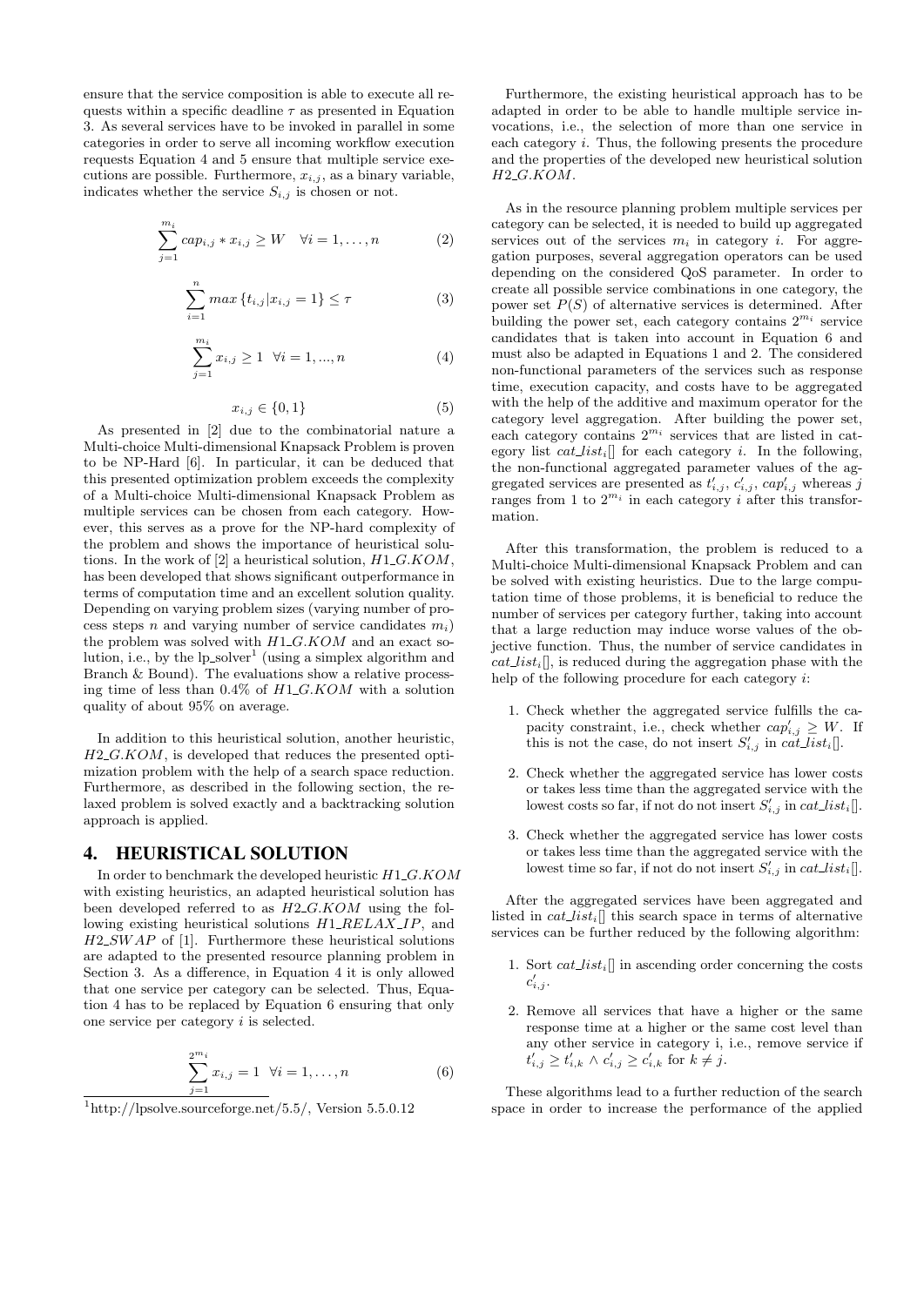ensure that the service composition is able to execute all requests within a specific deadline $\tau$ as presented in Equation 3. As several services have to be invoked in parallel in some categories in order to serve all incoming workflow execution requests Equation 4 and 5 ensure that multiple service executions are possible. Furthermore, $x_{i,j}$, as a binary variable, indicates whether the service $S_{i,j}$ is chosen or not.

$$\sum_{j=1}^{m_i} cap_{i,j} * x_{i,j} \geq W \quad \forall i = 1, \ldots, n \tag{2}$$

$$\sum_{i=1}^{n} max\{t_{i,j} | x_{i,j} = 1\} \leq \tau \tag{3}$$

$$\sum_{j=1}^{m_i} x_{i,j} \geq 1 \quad \forall i = 1, ..., n \tag{4}$$

$$x_{i,j} \in \{0, 1\} \tag{5}$$

As presented in [2] due to the combinatorial nature a Multi-choice Multi-dimensional Knapsack Problem is proven to be NP-Hard [6]. In particular, it can be deduced that this presented optimization problem exceeds the complexity of a Multi-choice Multi-dimensional Knapsack Problem as multiple services can be chosen from each category. However, this serves as a prove for the NP-hard complexity of the problem and shows the importance of heuristical solutions. In the work of [2] a heuristical solution, $H1\_G.KOM$, has been developed that shows significant outperformance in terms of computation time and an excellent solution quality. Depending on varying problem sizes (varying number of process steps $n$ and varying number of service candidates $m_i$) the problem was solved with $H1\_G.KOM$ and an exact solution, i.e., by the lp_solver[1] (using a simplex algorithm and Branch & Bound). The evaluations show a relative processing time of less than 0.4% of $H1\_G.KOM$ with a solution quality of about 95% on average.

In addition to this heuristical solution, another heuristic, $H2\_G.KOM$, is developed that reduces the presented optimization problem with the help of a search space reduction. Furthermore, as described in the following section, the relaxed problem is solved exactly and a backtracking solution approach is applied.

## 4. HEURISTICAL SOLUTION

In order to benchmark the developed heuristic $H1\_G.KOM$ with existing heuristics, an adapted heuristical solution has been developed referred to as $H2\_G.KOM$ using the following existing heuristical solutions $H1\_RELAX\_IP$, and $H2\_SWAP$ of [1]. Furthermore these heuristical solutions are adapted to the presented resource planning problem in Section 3. As a difference, in Equation 4 it is only allowed that one service per category can be selected. Thus, Equation 4 has to be replaced by Equation 6 ensuring that only one service per category $i$ is selected.

$$\sum_{j=1}^{2^{m_i}} x_{i,j} = 1 \quad \forall i = 1, \ldots, n \tag{6}$$

[1] http://lpsolve.sourceforge.net/5.5/, Version 5.5.0.12

Furthermore, the existing heuristical approach has to be adapted in order to be able to handle multiple service invocations, i.e., the selection of more than one service in each category $i$. Thus, the following presents the procedure and the properties of the developed new heuristical solution $H2\_G.KOM$.

As in the resource planning problem multiple services per category can be selected, it is needed to build up aggregated services out of the services $m_i$ in category $i$. For aggregation purposes, several aggregation operators can be used depending on the considered QoS parameter. In order to create all possible service combinations in one category, the power set $P(S)$ of alternative services is determined. After building the power set, each category contains $2^{m_i}$ service candidates that is taken into account in Equation 6 and must also be adapted in Equations 1 and 2. The considered non-functional parameters of the services such as response time, execution capacity, and costs have to be aggregated with the help of the additive and maximum operator for the category level aggregation. After building the power set, each category contains $2^{m_i}$ services that are listed in category list $cat\_list_i[]$ for each category $i$. In the following, the non-functional aggregated parameter values of the aggregated services are presented as $t'_{i,j}$, $c'_{i,j}$, $cap'_{i,j}$ whereas $j$ ranges from 1 to $2^{m_i}$ in each category $i$ after this transformation.

After this transformation, the problem is reduced to a Multi-choice Multi-dimensional Knapsack Problem and can be solved with existing heuristics. Due to the large computation time of those problems, it is beneficial to reduce the number of services per category further, taking into account that a large reduction may induce worse values of the objective function. Thus, the number of service candidates in $cat\_list_i[]$, is reduced during the aggregation phase with the help of the following procedure for each category $i$:

1. Check whether the aggregated service fulfills the capacity constraint, i.e., check whether $cap'_{i,j} \geq W$. If this is not the case, do not insert $S'_{i,j}$ in $cat\_list_i[]$.
2. Check whether the aggregated service has lower costs or takes less time than the aggregated service with the lowest costs so far, if not do not insert $S'_{i,j}$ in $cat\_list_i[]$.
3. Check whether the aggregated service has lower costs or takes less time than the aggregated service with the lowest time so far, if not do not insert $S'_{i,j}$ in $cat\_list_i[]$.

After the aggregated services have been aggregated and listed in $cat\_list_i[]$ this search space in terms of alternative services can be further reduced by the following algorithm:

1. Sort $cat\_list_i[]$ in ascending order concerning the costs $c'_{i,j}$.
2. Remove all services that have a higher or the same response time at a higher or the same cost level than any other service in category i, i.e., remove service if $t'_{i,j} \geq t'_{i,k} \wedge c'_{i,j} \geq c'_{i,k}$ for $k \neq j$.

These algorithms lead to a further reduction of the search space in order to increase the performance of the applied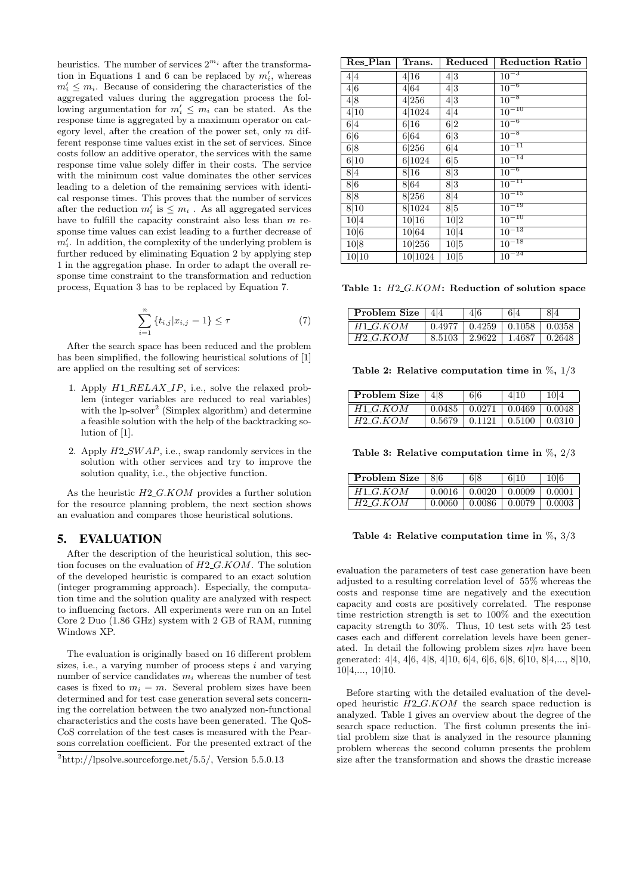heuristics. The number of services $2^{m_i}$ after the transformation in Equations 1 and 6 can be replaced by $m'_i$, whereas $m'_i \leq m_i$. Because of considering the characteristics of the aggregated values during the aggregation process the following argumentation for $m'_i \leq m_i$ can be stated. As the response time is aggregated by a maximum operator on category level, after the creation of the power set, only $m$ different response time values exist in the set of services. Since costs follow an additive operator, the services with the same response time value solely differ in their costs. The service with the minimum cost value dominates the other services leading to a deletion of the remaining services with identical response times. This proves that the number of services after the reduction $m'_i$ is $\leq m_i$ . As all aggregated services have to fulfill the capacity constraint also less than $m$ response time values can exist leading to a further decrease of $m'_i$. In addition, the complexity of the underlying problem is further reduced by eliminating Equation 2 by applying step 1 in the aggregation phase. In order to adapt the overall response time constraint to the transformation and reduction process, Equation 3 has to be replaced by Equation 7.

$$\sum_{i=1}^{n} \{t_{i,j} | x_{i,j} = 1\} \leq \tau \tag{7}$$

After the search space has been reduced and the problem has been simplified, the following heuristical solutions of [1] are applied on the resulting set of services:

1. Apply *H1_RELAX_IP*, i.e., solve the relaxed problem (integer variables are reduced to real variables) with the lp-solver[2] (Simplex algorithm) and determine a feasible solution with the help of the backtracking solution of [1].
2. Apply *H2_SWAP*, i.e., swap randomly services in the solution with other services and try to improve the solution quality, i.e., the objective function.

As the heuristic *H2_G.KOM* provides a further solution for the resource planning problem, the next section shows an evaluation and compares those heuristical solutions.

## 5. EVALUATION

After the description of the heuristical solution, this section focuses on the evaluation of *H2_G.KOM*. The solution of the developed heuristic is compared to an exact solution (integer programming approach). Especially, the computation time and the solution quality are analyzed with respect to influencing factors. All experiments were run on an Intel Core 2 Duo (1.86 GHz) system with 2 GB of RAM, running Windows XP.

The evaluation is originally based on 16 different problem sizes, i.e., a varying number of process steps $i$ and varying number of service candidates $m_i$ whereas the number of test cases is fixed to $m_i = m$. Several problem sizes have been determined and for test case generation several sets concerning the correlation between the two analyzed non-functional characteristics and the costs have been generated. The QoS-CoS correlation of the test cases is measured with the Pearsons correlation coefficient. For the presented extract of the evaluation the parameters of test case generation have been adjusted to a resulting correlation level of 55% whereas the costs and response time are negatively and the execution capacity and costs are positively correlated. The response time restriction strength is set to 100% and the execution capacity strength to 30%. Thus, 10 test sets with 25 test cases each and different correlation levels have been generated. In detail the following problem sizes $n|m$ have been generated: 4|4, 4|6, 4|8, 4|10, 6|4, 6|6, 6|8, 6|10, 8|4,..., 8|10, 10|4,..., 10|10.

Before starting with the detailed evaluation of the developed heuristic *H2_G.KOM* the search space reduction is analyzed. Table 1 gives an overview about the degree of the search space reduction. The first column presents the initial problem size that is analyzed in the resource planning problem whereas the second column presents the problem size after the transformation and shows the drastic increase

[2] http://lpsolve.sourceforge.net/5.5/, Version 5.5.0.13

| Res_Plan | Trans. | Reduced | Reduction Ratio |
|---|---|---|---|
| 4\|4 | 4\|16 | 4\|3 | $10^{-3}$ |
| 4\|6 | 4\|64 | 4\|3 | $10^{-6}$ |
| 4\|8 | 4\|256 | 4\|3 | $10^{-8}$ |
| 4\|10 | 4\|1024 | 4\|4 | $10^{-10}$ |
| 6\|4 | 6\|16 | 6\|2 | $10^{-6}$ |
| 6\|6 | 6\|64 | 6\|3 | $10^{-8}$ |
| 6\|8 | 6\|256 | 6\|4 | $10^{-11}$ |
| 6\|10 | 6\|1024 | 6\|5 | $10^{-14}$ |
| 8\|4 | 8\|16 | 8\|3 | $10^{-6}$ |
| 8\|6 | 8\|64 | 8\|3 | $10^{-11}$ |
| 8\|8 | 8\|256 | 8\|4 | $10^{-15}$ |
| 8\|10 | 8\|1024 | 8\|5 | $10^{-19}$ |
| 10\|4 | 10\|16 | 10\|2 | $10^{-10}$ |
| 10\|6 | 10\|64 | 10\|4 | $10^{-13}$ |
| 10\|8 | 10\|256 | 10\|5 | $10^{-18}$ |
| 10\|10 | 10\|1024 | 10\|5 | $10^{-24}$ |

**Table 1: *H2_G.KOM*: Reduction of solution space**

| Problem Size | 4\|4 | 4\|6 | 6\|4 | 8\|4 |
|---|---|---|---|---|
| *H1_G.KOM* | 0.4977 | 0.4259 | 0.1058 | 0.0358 |
| *H2_G.KOM* | 8.5103 | 2.9622 | 1.4687 | 0.2648 |

**Table 2: Relative computation time in %, 1/3**

| Problem Size | 4\|8 | 6\|6 | 4\|10 | 10\|4 |
|---|---|---|---|---|
| *H1_G.KOM* | 0.0485 | 0.0271 | 0.0469 | 0.0048 |
| *H2_G.KOM* | 0.5679 | 0.1121 | 0.5100 | 0.0310 |

**Table 3: Relative computation time in %, 2/3**

| Problem Size | 8\|6 | 6\|8 | 6\|10 | 10\|6 |
|---|---|---|---|---|
| *H1_G.KOM* | 0.0016 | 0.0020 | 0.0009 | 0.0001 |
| *H2_G.KOM* | 0.0060 | 0.0086 | 0.0079 | 0.0003 |

**Table 4: Relative computation time in %, 3/3**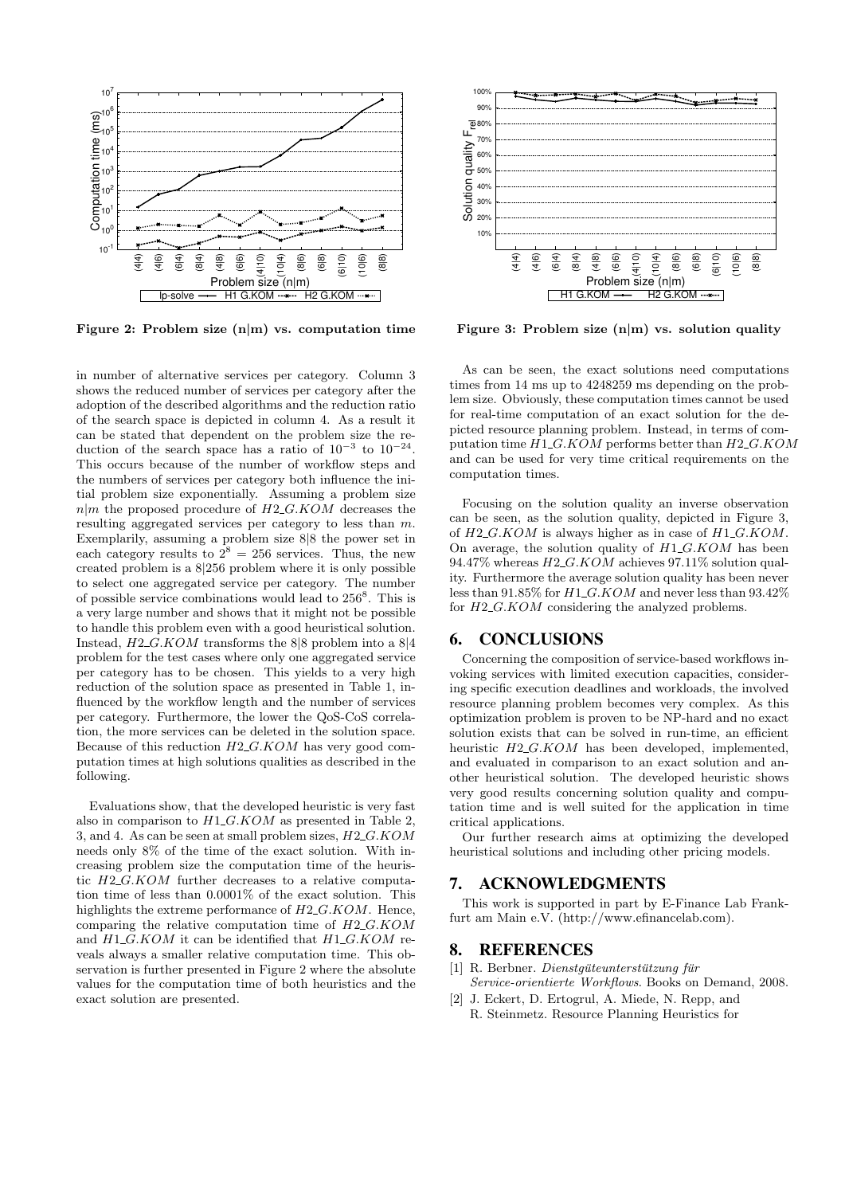Figure 2: Problem size (n|m) vs. computation time

Figure 3: Problem size (n|m) vs. solution quality

in number of alternative services per category. Column 3 shows the reduced number of services per category after the adoption of the described algorithms and the reduction ratio of the search space is depicted in column 4. As a result it can be stated that dependent on the problem size the reduction of the search space has a ratio of $10^{-3}$ to $10^{-24}$. This occurs because of the number of workflow steps and the numbers of services per category both influence the initial problem size exponentially. Assuming a problem size $n|m$ the proposed procedure of $H2\_G.KOM$ decreases the resulting aggregated services per category to less than $m$. Exemplarily, assuming a problem size 8|8 the power set in each category results to $2^8 = 256$ services. Thus, the new created problem is a 8|256 problem where it is only possible to select one aggregated service per category. The number of possible service combinations would lead to $256^8$. This is a very large number and shows that it might not be possible to handle this problem even with a good heuristical solution. Instead, $H2\_G.KOM$ transforms the 8|8 problem into a 8|4 problem for the test cases where only one aggregated service per category has to be chosen. This yields to a very high reduction of the solution space as presented in Table 1, influenced by the workflow length and the number of services per category. Furthermore, the lower the QoS-CoS correlation, the more services can be deleted in the solution space. Because of this reduction $H2\_G.KOM$ has very good computation times at high solutions qualities as described in the following.

Evaluations show, that the developed heuristic is very fast also in comparison to $H1\_G.KOM$ as presented in Table 2, 3, and 4. As can be seen at small problem sizes, $H2\_G.KOM$ needs only 8% of the time of the exact solution. With increasing problem size the computation time of the heuristic $H2\_G.KOM$ further decreases to a relative computation time of less than 0.0001% of the exact solution. This highlights the extreme performance of $H2\_G.KOM$. Hence, comparing the relative computation time of $H2\_G.KOM$ and $H1\_G.KOM$ it can be identified that $H1\_G.KOM$ reveals always a smaller relative computation time. This observation is further presented in Figure 2 where the absolute values for the computation time of both heuristics and the exact solution are presented.

As can be seen, the exact solutions need computations times from 14 ms up to 4248259 ms depending on the problem size. Obviously, these computation times cannot be used for real-time computation of an exact solution for the depicted resource planning problem. Instead, in terms of computation time $H1\_G.KOM$ performs better than $H2\_G.KOM$ and can be used for very time critical requirements on the computation times.

Focusing on the solution quality an inverse observation can be seen, as the solution quality, depicted in Figure 3, of $H2\_G.KOM$ is always higher as in case of $H1\_G.KOM$. On average, the solution quality of $H1\_G.KOM$ has been 94.47% whereas $H2\_G.KOM$ achieves 97.11% solution quality. Furthermore the average solution quality has been never less than 91.85% for $H1\_G.KOM$ and never less than 93.42% for $H2\_G.KOM$ considering the analyzed problems.

## 6. CONCLUSIONS

Concerning the composition of service-based workflows invoking services with limited execution capacities, considering specific execution deadlines and workloads, the involved resource planning problem becomes very complex. As this optimization problem is proven to be NP-hard and no exact solution exists that can be solved in run-time, an efficient heuristic $H2\_G.KOM$ has been developed, implemented, and evaluated in comparison to an exact solution and another heuristical solution. The developed heuristic shows very good results concerning solution quality and computation time and is well suited for the application in time critical applications.

Our further research aims at optimizing the developed heuristical solutions and including other pricing models.

## 7. ACKNOWLEDGMENTS

This work is supported in part by E-Finance Lab Frankfurt am Main e.V. (http://www.efinancelab.com).

## 8. REFERENCES

[1] R. Berbner. *Dienstgüteunterstützung für Service-orientierte Workflows*. Books on Demand, 2008.

[2] J. Eckert, D. Ertogrul, A. Miede, N. Repp, and R. Steinmetz. Resource Planning Heuristics for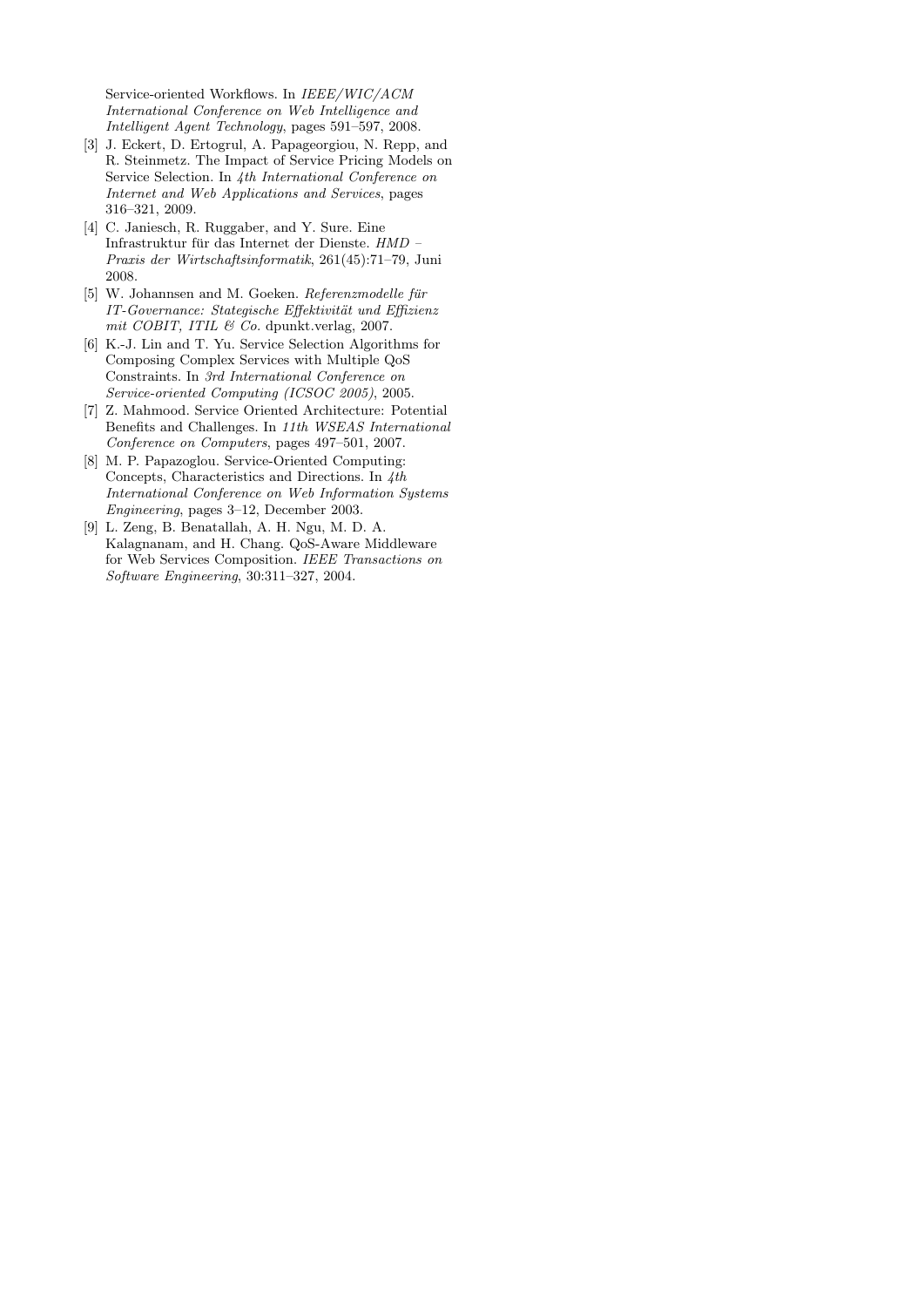Service-oriented Workflows. In *IEEE/WIC/ACM International Conference on Web Intelligence and Intelligent Agent Technology*, pages 591–597, 2008.

[3] J. Eckert, D. Ertogrul, A. Papageorgiou, N. Repp, and R. Steinmetz. The Impact of Service Pricing Models on Service Selection. In *4th International Conference on Internet and Web Applications and Services*, pages 316–321, 2009.

[4] C. Janiesch, R. Ruggaber, and Y. Sure. Eine Infrastruktur für das Internet der Dienste. *HMD – Praxis der Wirtschaftsinformatik*, 261(45):71–79, Juni 2008.

[5] W. Johannsen and M. Goeken. *Referenzmodelle für IT-Governance: Stategische Effektivität und Effizienz mit COBIT, ITIL & Co.* dpunkt.verlag, 2007.

[6] K.-J. Lin and T. Yu. Service Selection Algorithms for Composing Complex Services with Multiple QoS Constraints. In *3rd International Conference on Service-oriented Computing (ICSOC 2005)*, 2005.

[7] Z. Mahmood. Service Oriented Architecture: Potential Benefits and Challenges. In *11th WSEAS International Conference on Computers*, pages 497–501, 2007.

[8] M. P. Papazoglou. Service-Oriented Computing: Concepts, Characteristics and Directions. In *4th International Conference on Web Information Systems Engineering*, pages 3–12, December 2003.

[9] L. Zeng, B. Benatallah, A. H. Ngu, M. D. A. Kalagnanam, and H. Chang. QoS-Aware Middleware for Web Services Composition. *IEEE Transactions on Software Engineering*, 30:311–327, 2004.